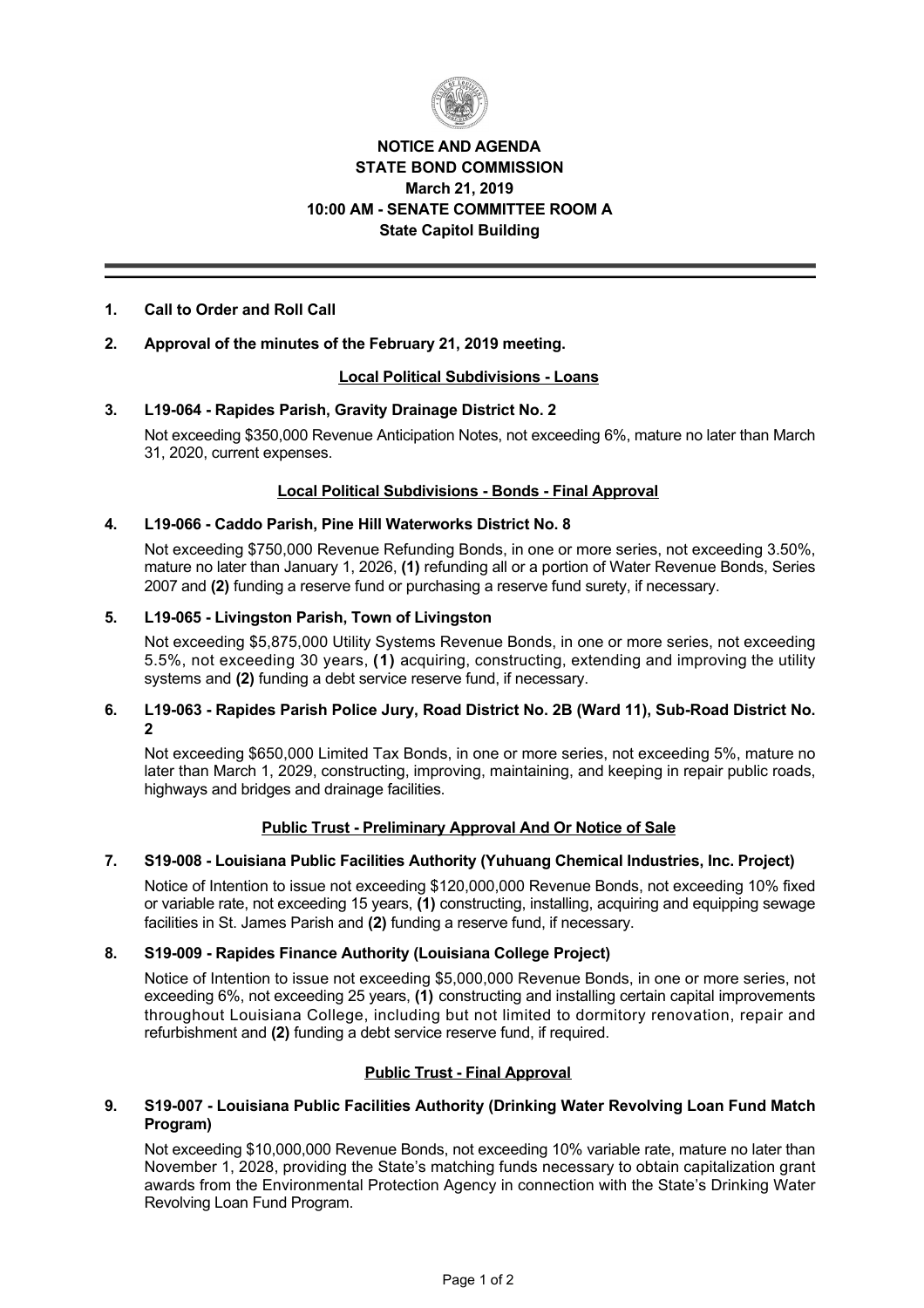**NOTICE AND AGENDA**
**STATE BOND COMMISSION**
**March 21, 2019**
**10:00 AM - SENATE COMMITTEE ROOM A**
**State Capitol Building**

---

**1. Call to Order and Roll Call**

**2. Approval of the minutes of the February 21, 2019 meeting.**

## Local Political Subdivisions - Loans

**3. L19-064 - Rapides Parish, Gravity Drainage District No. 2**

Not exceeding $350,000 Revenue Anticipation Notes, not exceeding 6%, mature no later than March 31, 2020, current expenses.

## Local Political Subdivisions - Bonds - Final Approval

**4. L19-066 - Caddo Parish, Pine Hill Waterworks District No. 8**

Not exceeding $750,000 Revenue Refunding Bonds, in one or more series, not exceeding 3.50%, mature no later than January 1, 2026, **(1)** refunding all or a portion of Water Revenue Bonds, Series 2007 and **(2)** funding a reserve fund or purchasing a reserve fund surety, if necessary.

**5. L19-065 - Livingston Parish, Town of Livingston**

Not exceeding $5,875,000 Utility Systems Revenue Bonds, in one or more series, not exceeding 5.5%, not exceeding 30 years, **(1)** acquiring, constructing, extending and improving the utility systems and **(2)** funding a debt service reserve fund, if necessary.

**6. L19-063 - Rapides Parish Police Jury, Road District No. 2B (Ward 11), Sub-Road District No. 2**

Not exceeding $650,000 Limited Tax Bonds, in one or more series, not exceeding 5%, mature no later than March 1, 2029, constructing, improving, maintaining, and keeping in repair public roads, highways and bridges and drainage facilities.

## Public Trust - Preliminary Approval And Or Notice of Sale

**7. S19-008 - Louisiana Public Facilities Authority (Yuhuang Chemical Industries, Inc. Project)**

Notice of Intention to issue not exceeding $120,000,000 Revenue Bonds, not exceeding 10% fixed or variable rate, not exceeding 15 years, **(1)** constructing, installing, acquiring and equipping sewage facilities in St. James Parish and **(2)** funding a reserve fund, if necessary.

**8. S19-009 - Rapides Finance Authority (Louisiana College Project)**

Notice of Intention to issue not exceeding $5,000,000 Revenue Bonds, in one or more series, not exceeding 6%, not exceeding 25 years, **(1)** constructing and installing certain capital improvements throughout Louisiana College, including but not limited to dormitory renovation, repair and refurbishment and **(2)** funding a debt service reserve fund, if required.

## Public Trust - Final Approval

**9. S19-007 - Louisiana Public Facilities Authority (Drinking Water Revolving Loan Fund Match Program)**

Not exceeding $10,000,000 Revenue Bonds, not exceeding 10% variable rate, mature no later than November 1, 2028, providing the State's matching funds necessary to obtain capitalization grant awards from the Environmental Protection Agency in connection with the State's Drinking Water Revolving Loan Fund Program.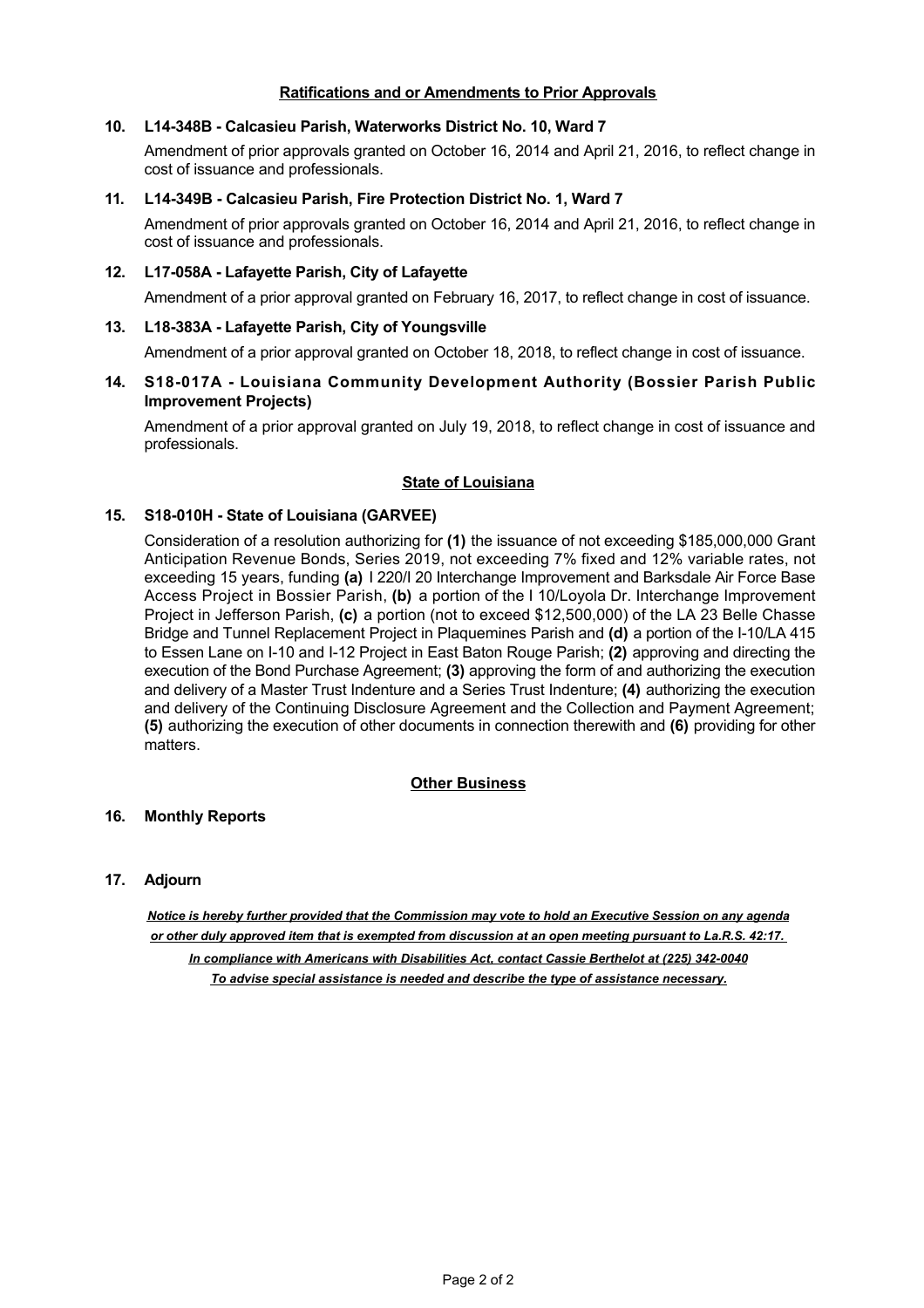## Ratifications and or Amendments to Prior Approvals

**10. L14-348B - Calcasieu Parish, Waterworks District No. 10, Ward 7**

Amendment of prior approvals granted on October 16, 2014 and April 21, 2016, to reflect change in cost of issuance and professionals.

**11. L14-349B - Calcasieu Parish, Fire Protection District No. 1, Ward 7**

Amendment of prior approvals granted on October 16, 2014 and April 21, 2016, to reflect change in cost of issuance and professionals.

**12. L17-058A - Lafayette Parish, City of Lafayette**

Amendment of a prior approval granted on February 16, 2017, to reflect change in cost of issuance.

**13. L18-383A - Lafayette Parish, City of Youngsville**

Amendment of a prior approval granted on October 18, 2018, to reflect change in cost of issuance.

**14. S18-017A - Louisiana Community Development Authority (Bossier Parish Public Improvement Projects)**

Amendment of a prior approval granted on July 19, 2018, to reflect change in cost of issuance and professionals.

## State of Louisiana

**15. S18-010H - State of Louisiana (GARVEE)**

Consideration of a resolution authorizing for **(1)** the issuance of not exceeding $185,000,000 Grant Anticipation Revenue Bonds, Series 2019, not exceeding 7% fixed and 12% variable rates, not exceeding 15 years, funding **(a)** I 220/I 20 Interchange Improvement and Barksdale Air Force Base Access Project in Bossier Parish, **(b)** a portion of the I 10/Loyola Dr. Interchange Improvement Project in Jefferson Parish, **(c)** a portion (not to exceed $12,500,000) of the LA 23 Belle Chasse Bridge and Tunnel Replacement Project in Plaquemines Parish and **(d)** a portion of the I-10/LA 415 to Essen Lane on I-10 and I-12 Project in East Baton Rouge Parish; **(2)** approving and directing the execution of the Bond Purchase Agreement; **(3)** approving the form of and authorizing the execution and delivery of a Master Trust Indenture and a Series Trust Indenture; **(4)** authorizing the execution and delivery of the Continuing Disclosure Agreement and the Collection and Payment Agreement; **(5)** authorizing the execution of other documents in connection therewith and **(6)** providing for other matters.

## Other Business

**16. Monthly Reports**

**17. Adjourn**

***Notice is hereby further provided that the Commission may vote to hold an Executive Session on any agenda or other duly approved item that is exempted from discussion at an open meeting pursuant to La.R.S. 42:17.***

***In compliance with Americans with Disabilities Act, contact Cassie Berthelot at (225) 342-0040***

***To advise special assistance is needed and describe the type of assistance necessary.***